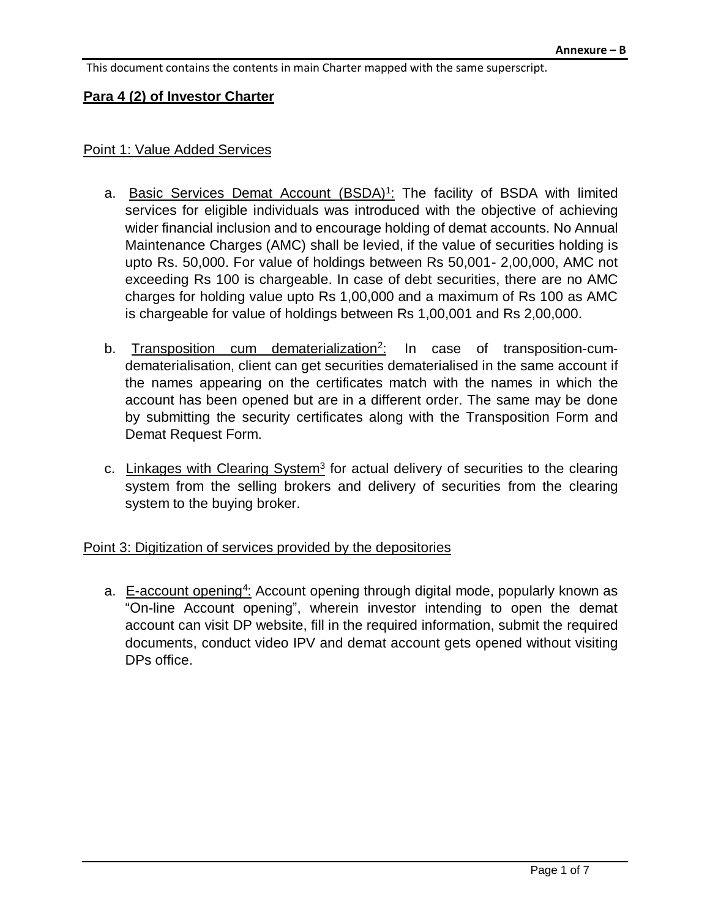**Annexure – B**

This document contains the contents in main Charter mapped with the same superscript.

## Para 4 (2) of Investor Charter

### Point 1: Value Added Services

a. Basic Services Demat Account (BSDA)[1]: The facility of BSDA with limited services for eligible individuals was introduced with the objective of achieving wider financial inclusion and to encourage holding of demat accounts. No Annual Maintenance Charges (AMC) shall be levied, if the value of securities holding is upto Rs. 50,000. For value of holdings between Rs 50,001- 2,00,000, AMC not exceeding Rs 100 is chargeable. In case of debt securities, there are no AMC charges for holding value upto Rs 1,00,000 and a maximum of Rs 100 as AMC is chargeable for value of holdings between Rs 1,00,001 and Rs 2,00,000.

b. Transposition cum dematerialization[2]: In case of transposition-cum-dematerialisation, client can get securities dematerialised in the same account if the names appearing on the certificates match with the names in which the account has been opened but are in a different order. The same may be done by submitting the security certificates along with the Transposition Form and Demat Request Form.

c. Linkages with Clearing System[3] for actual delivery of securities to the clearing system from the selling brokers and delivery of securities from the clearing system to the buying broker.

### Point 3: Digitization of services provided by the depositories

a. E-account opening[4]: Account opening through digital mode, popularly known as "On-line Account opening", wherein investor intending to open the demat account can visit DP website, fill in the required information, submit the required documents, conduct video IPV and demat account gets opened without visiting DPs office.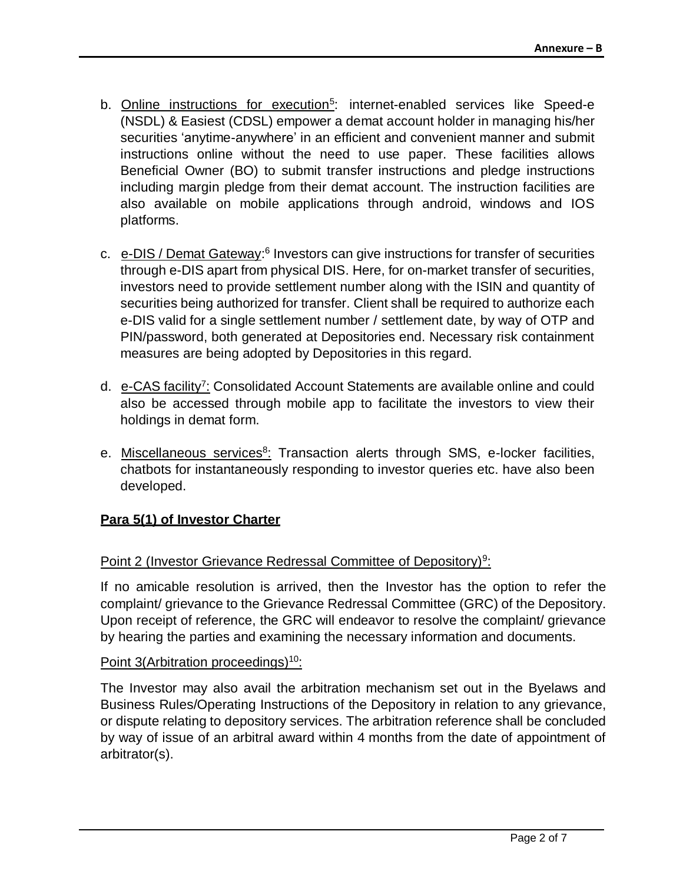b. Online instructions for execution[5]: internet-enabled services like Speed-e (NSDL) & Easiest (CDSL) empower a demat account holder in managing his/her securities 'anytime-anywhere' in an efficient and convenient manner and submit instructions online without the need to use paper. These facilities allows Beneficial Owner (BO) to submit transfer instructions and pledge instructions including margin pledge from their demat account. The instruction facilities are also available on mobile applications through android, windows and IOS platforms.

c. e-DIS / Demat Gateway:[6] Investors can give instructions for transfer of securities through e-DIS apart from physical DIS. Here, for on-market transfer of securities, investors need to provide settlement number along with the ISIN and quantity of securities being authorized for transfer. Client shall be required to authorize each e-DIS valid for a single settlement number / settlement date, by way of OTP and PIN/password, both generated at Depositories end. Necessary risk containment measures are being adopted by Depositories in this regard.

d. e-CAS facility[7]: Consolidated Account Statements are available online and could also be accessed through mobile app to facilitate the investors to view their holdings in demat form.

e. Miscellaneous services[8]: Transaction alerts through SMS, e-locker facilities, chatbots for instantaneously responding to investor queries etc. have also been developed.

**Para 5(1) of Investor Charter**

Point 2 (Investor Grievance Redressal Committee of Depository)[9]:

If no amicable resolution is arrived, then the Investor has the option to refer the complaint/ grievance to the Grievance Redressal Committee (GRC) of the Depository. Upon receipt of reference, the GRC will endeavor to resolve the complaint/ grievance by hearing the parties and examining the necessary information and documents.

Point 3(Arbitration proceedings)[10]:

The Investor may also avail the arbitration mechanism set out in the Byelaws and Business Rules/Operating Instructions of the Depository in relation to any grievance, or dispute relating to depository services. The arbitration reference shall be concluded by way of issue of an arbitral award within 4 months from the date of appointment of arbitrator(s).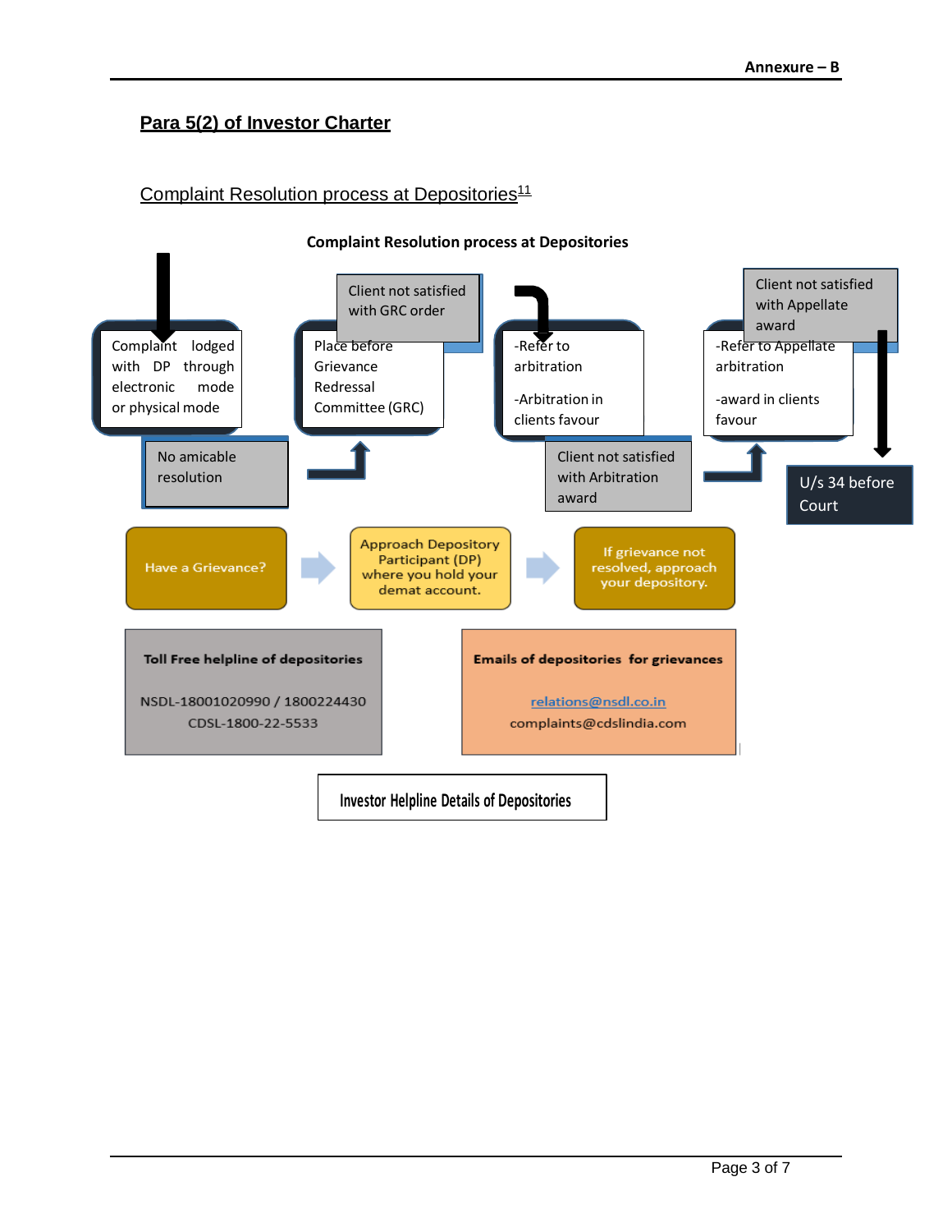Annexure – B

## Para 5(2) of Investor Charter

Complaint Resolution process at Depositories[11]

**Complaint Resolution process at Depositories**

Complaint lodged with DP through electronic mode or physical mode

No amicable resolution

Place before Grievance Redressal Committee (GRC)

Client not satisfied with GRC order

-Refer to arbitration

-Arbitration in clients favour

Client not satisfied with Arbitration award

-Refer to Appellate arbitration

-award in clients favour

Client not satisfied with Appellate award

U/s 34 before Court

Have a Grievance? → Approach Depository Participant (DP) where you hold your demat account. → If grievance not resolved, approach your depository.

**Toll Free helpline of depositories**

NSDL-18001020990 / 1800224430

CDSL-1800-22-5533

**Emails of depositories for grievances**

relations@nsdl.co.in

complaints@cdslindia.com

Investor Helpline Details of Depositories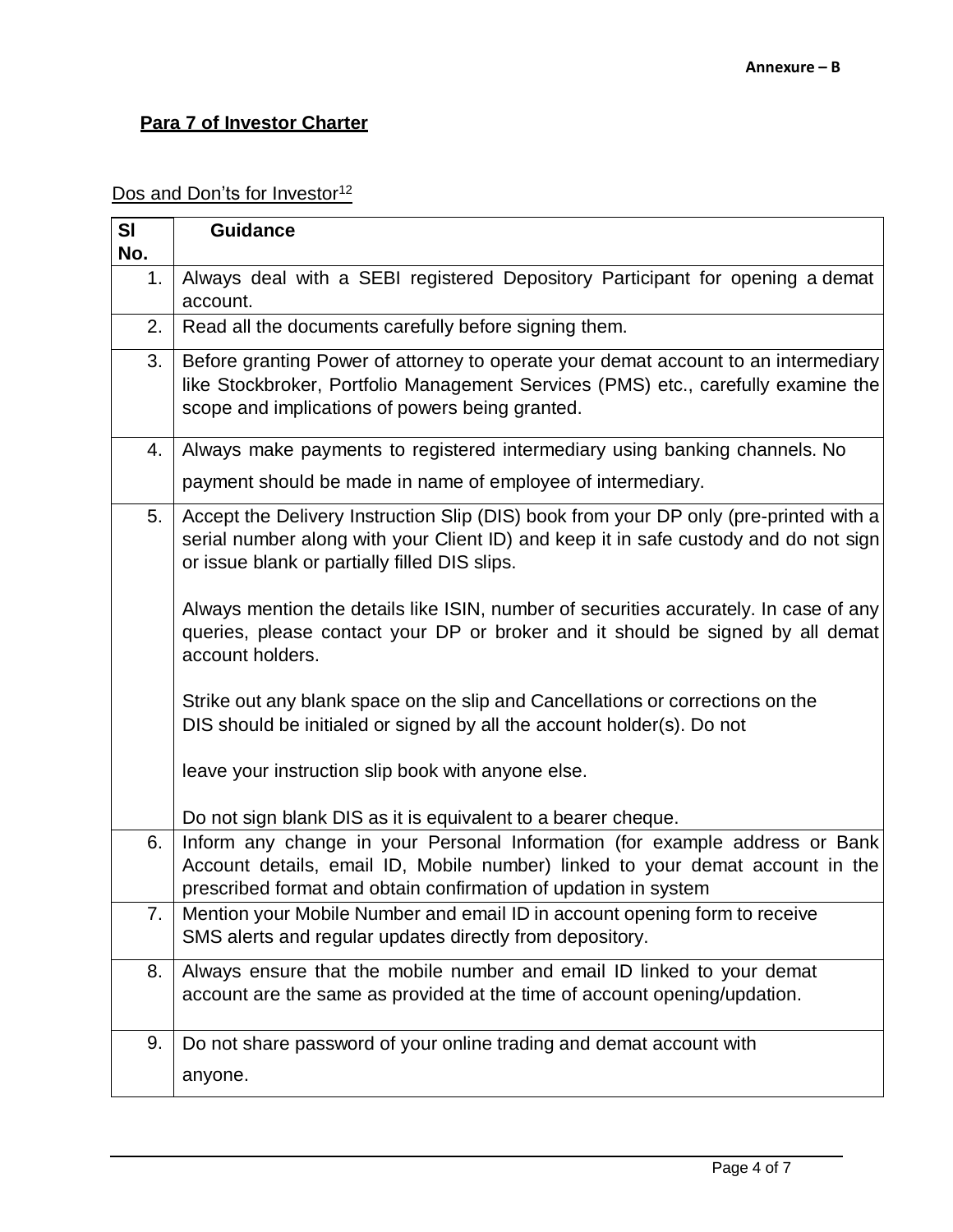Annexure – B

**Para 7 of Investor Charter**

Dos and Don'ts for Investor[12]

| Sl No. | Guidance |
|---|---|
| 1. | Always deal with a SEBI registered Depository Participant for opening a demat account. |
| 2. | Read all the documents carefully before signing them. |
| 3. | Before granting Power of attorney to operate your demat account to an intermediary like Stockbroker, Portfolio Management Services (PMS) etc., carefully examine the scope and implications of powers being granted. |
| 4. | Always make payments to registered intermediary using banking channels. No payment should be made in name of employee of intermediary. |
| 5. | Accept the Delivery Instruction Slip (DIS) book from your DP only (pre-printed with a serial number along with your Client ID) and keep it in safe custody and do not sign or issue blank or partially filled DIS slips.<br><br>Always mention the details like ISIN, number of securities accurately. In case of any queries, please contact your DP or broker and it should be signed by all demat account holders.<br><br>Strike out any blank space on the slip and Cancellations or corrections on the DIS should be initialed or signed by all the account holder(s). Do not leave your instruction slip book with anyone else.<br><br>Do not sign blank DIS as it is equivalent to a bearer cheque. |
| 6. | Inform any change in your Personal Information (for example address or Bank Account details, email ID, Mobile number) linked to your demat account in the prescribed format and obtain confirmation of updation in system |
| 7. | Mention your Mobile Number and email ID in account opening form to receive SMS alerts and regular updates directly from depository. |
| 8. | Always ensure that the mobile number and email ID linked to your demat account are the same as provided at the time of account opening/updation. |
| 9. | Do not share password of your online trading and demat account with anyone. |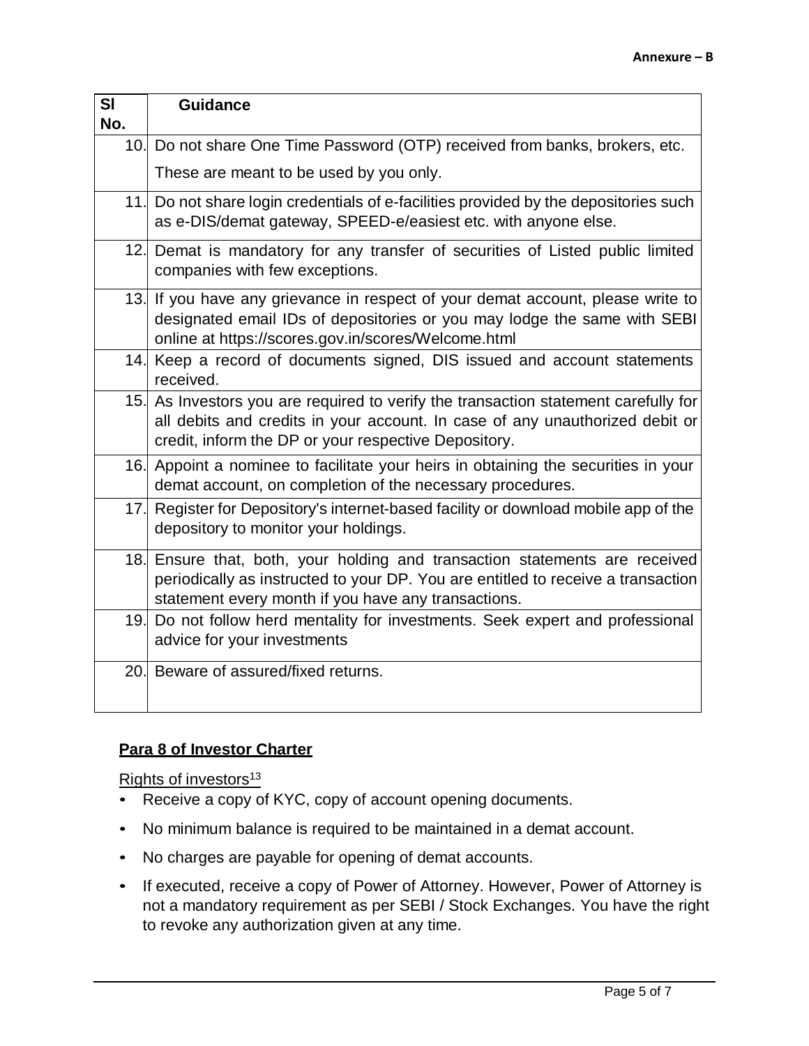Annexure – B

| Sl No. | Guidance |
|---|---|
| 10. | Do not share One Time Password (OTP) received from banks, brokers, etc. These are meant to be used by you only. |
| 11. | Do not share login credentials of e-facilities provided by the depositories such as e-DIS/demat gateway, SPEED-e/easiest etc. with anyone else. |
| 12. | Demat is mandatory for any transfer of securities of Listed public limited companies with few exceptions. |
| 13. | If you have any grievance in respect of your demat account, please write to designated email IDs of depositories or you may lodge the same with SEBI online at https://scores.gov.in/scores/Welcome.html |
| 14. | Keep a record of documents signed, DIS issued and account statements received. |
| 15. | As Investors you are required to verify the transaction statement carefully for all debits and credits in your account. In case of any unauthorized debit or credit, inform the DP or your respective Depository. |
| 16. | Appoint a nominee to facilitate your heirs in obtaining the securities in your demat account, on completion of the necessary procedures. |
| 17. | Register for Depository's internet-based facility or download mobile app of the depository to monitor your holdings. |
| 18. | Ensure that, both, your holding and transaction statements are received periodically as instructed to your DP. You are entitled to receive a transaction statement every month if you have any transactions. |
| 19. | Do not follow herd mentality for investments. Seek expert and professional advice for your investments |
| 20. | Beware of assured/fixed returns. |

## Para 8 of Investor Charter

Rights of investors[13]

- Receive a copy of KYC, copy of account opening documents.
- No minimum balance is required to be maintained in a demat account.
- No charges are payable for opening of demat accounts.
- If executed, receive a copy of Power of Attorney. However, Power of Attorney is not a mandatory requirement as per SEBI / Stock Exchanges. You have the right to revoke any authorization given at any time.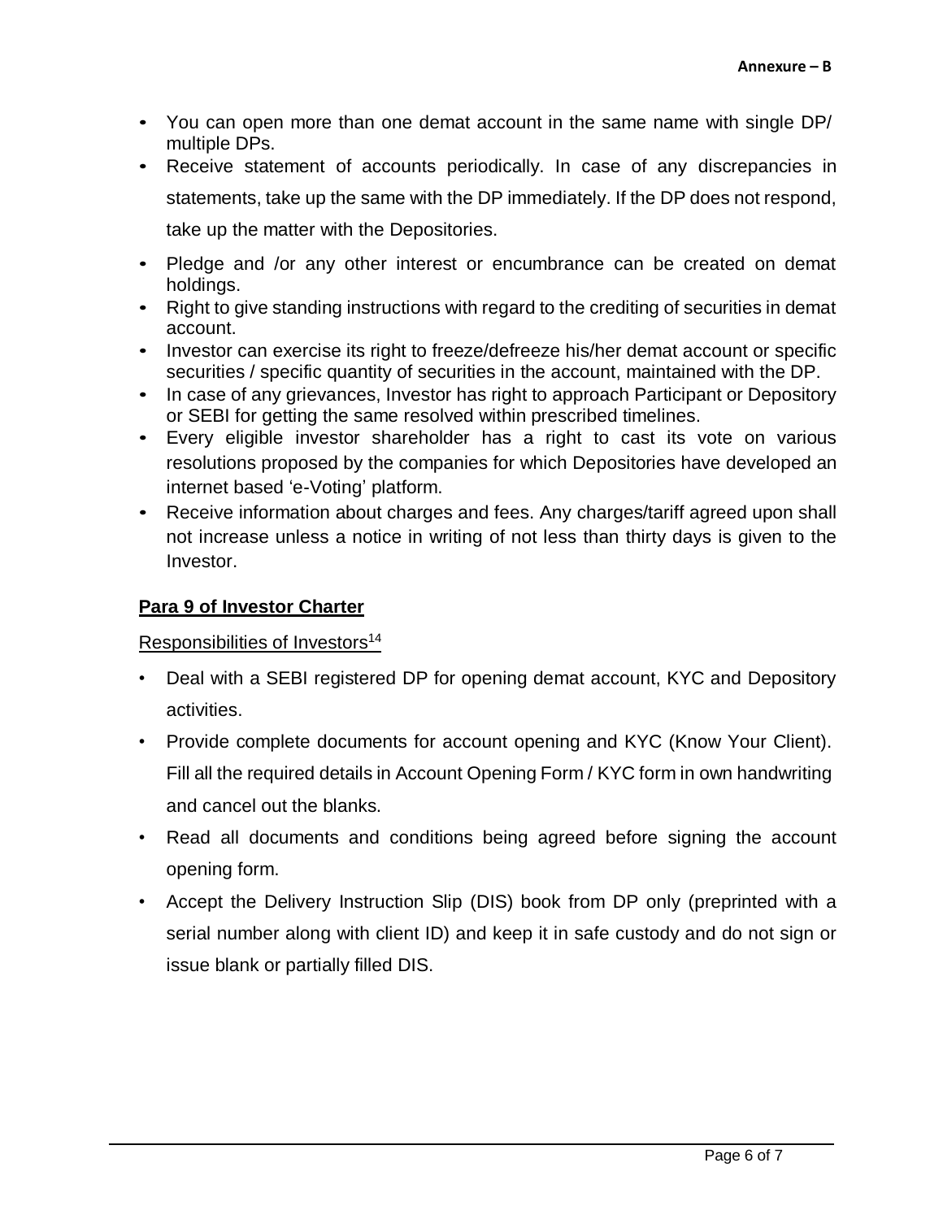- You can open more than one demat account in the same name with single DP/ multiple DPs.
- Receive statement of accounts periodically. In case of any discrepancies in statements, take up the same with the DP immediately. If the DP does not respond, take up the matter with the Depositories.
- Pledge and /or any other interest or encumbrance can be created on demat holdings.
- Right to give standing instructions with regard to the crediting of securities in demat account.
- Investor can exercise its right to freeze/defreeze his/her demat account or specific securities / specific quantity of securities in the account, maintained with the DP.
- In case of any grievances, Investor has right to approach Participant or Depository or SEBI for getting the same resolved within prescribed timelines.
- Every eligible investor shareholder has a right to cast its vote on various resolutions proposed by the companies for which Depositories have developed an internet based 'e-Voting' platform.
- Receive information about charges and fees. Any charges/tariff agreed upon shall not increase unless a notice in writing of not less than thirty days is given to the Investor.

## Para 9 of Investor Charter

Responsibilities of Investors[14]

- Deal with a SEBI registered DP for opening demat account, KYC and Depository activities.
- Provide complete documents for account opening and KYC (Know Your Client). Fill all the required details in Account Opening Form / KYC form in own handwriting and cancel out the blanks.
- Read all documents and conditions being agreed before signing the account opening form.
- Accept the Delivery Instruction Slip (DIS) book from DP only (preprinted with a serial number along with client ID) and keep it in safe custody and do not sign or issue blank or partially filled DIS.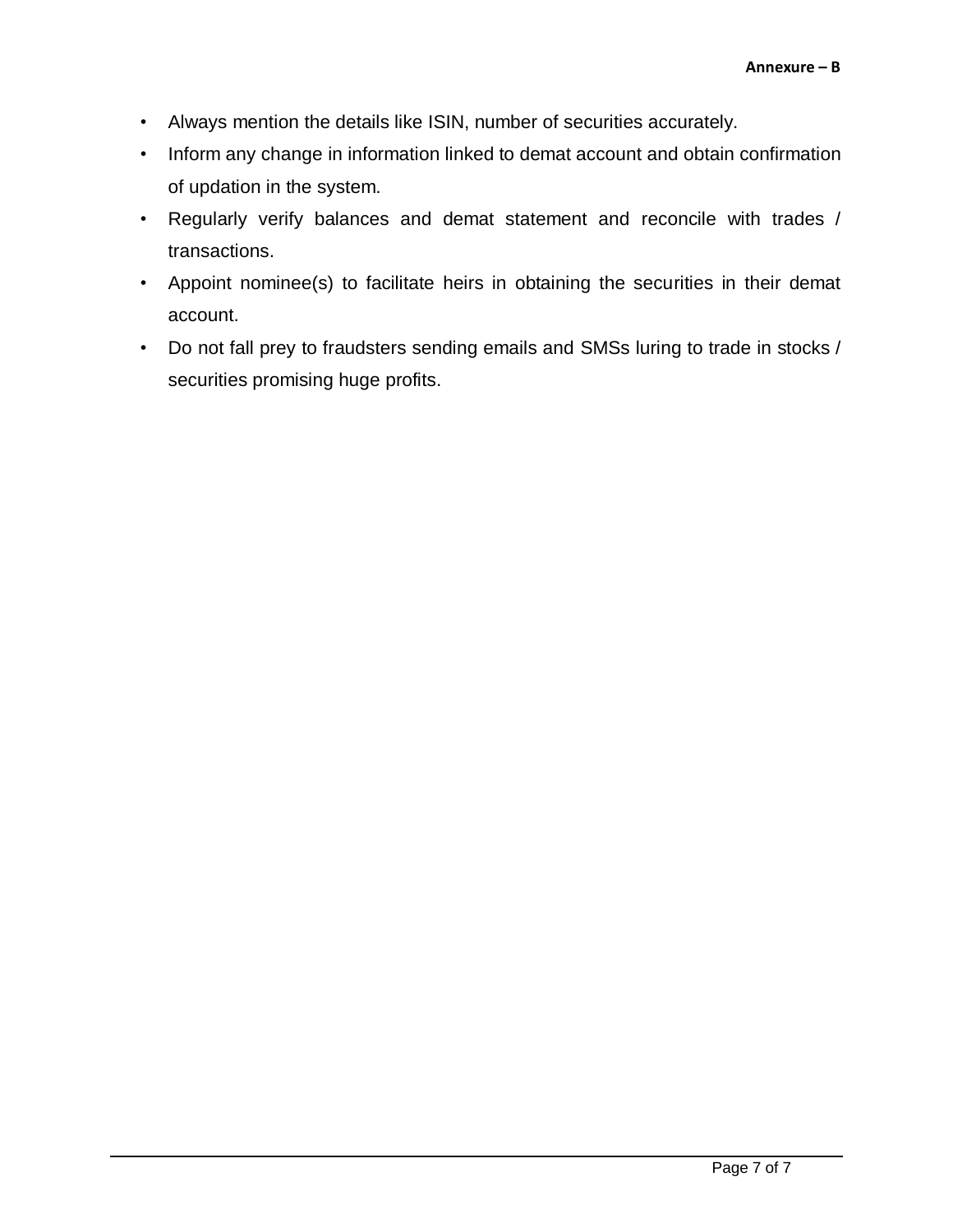- Always mention the details like ISIN, number of securities accurately.
- Inform any change in information linked to demat account and obtain confirmation of updation in the system.
- Regularly verify balances and demat statement and reconcile with trades / transactions.
- Appoint nominee(s) to facilitate heirs in obtaining the securities in their demat account.
- Do not fall prey to fraudsters sending emails and SMSs luring to trade in stocks / securities promising huge profits.